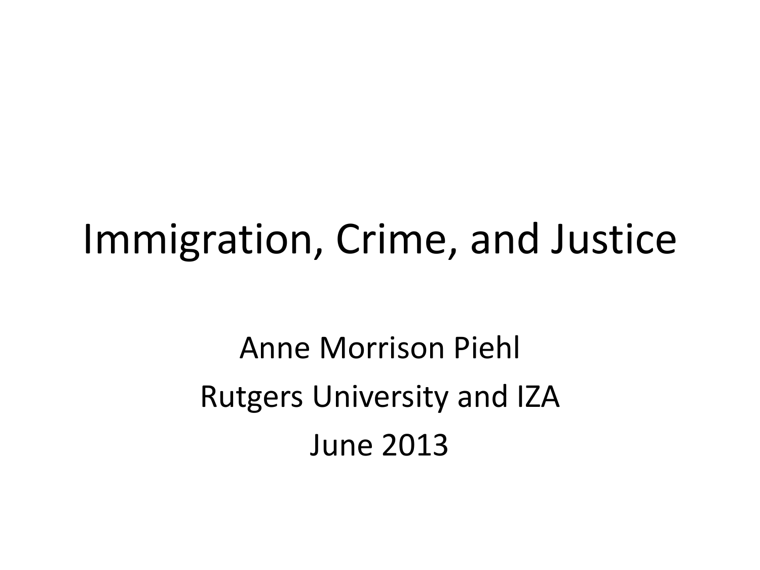# Immigration, Crime, and Justice

Anne Morrison Piehl

Rutgers University and IZA

June 2013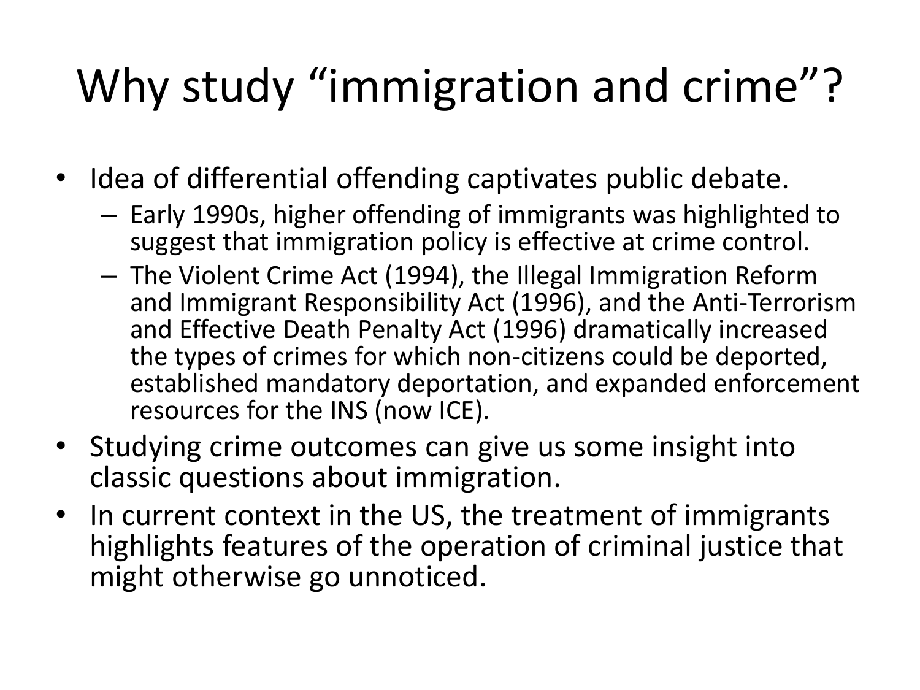# Why study "immigration and crime"?

- Idea of differential offending captivates public debate.
  - Early 1990s, higher offending of immigrants was highlighted to suggest that immigration policy is effective at crime control.
  - The Violent Crime Act (1994), the Illegal Immigration Reform and Immigrant Responsibility Act (1996), and the Anti-Terrorism and Effective Death Penalty Act (1996) dramatically increased the types of crimes for which non-citizens could be deported, established mandatory deportation, and expanded enforcement resources for the INS (now ICE).
- Studying crime outcomes can give us some insight into classic questions about immigration.
- In current context in the US, the treatment of immigrants highlights features of the operation of criminal justice that might otherwise go unnoticed.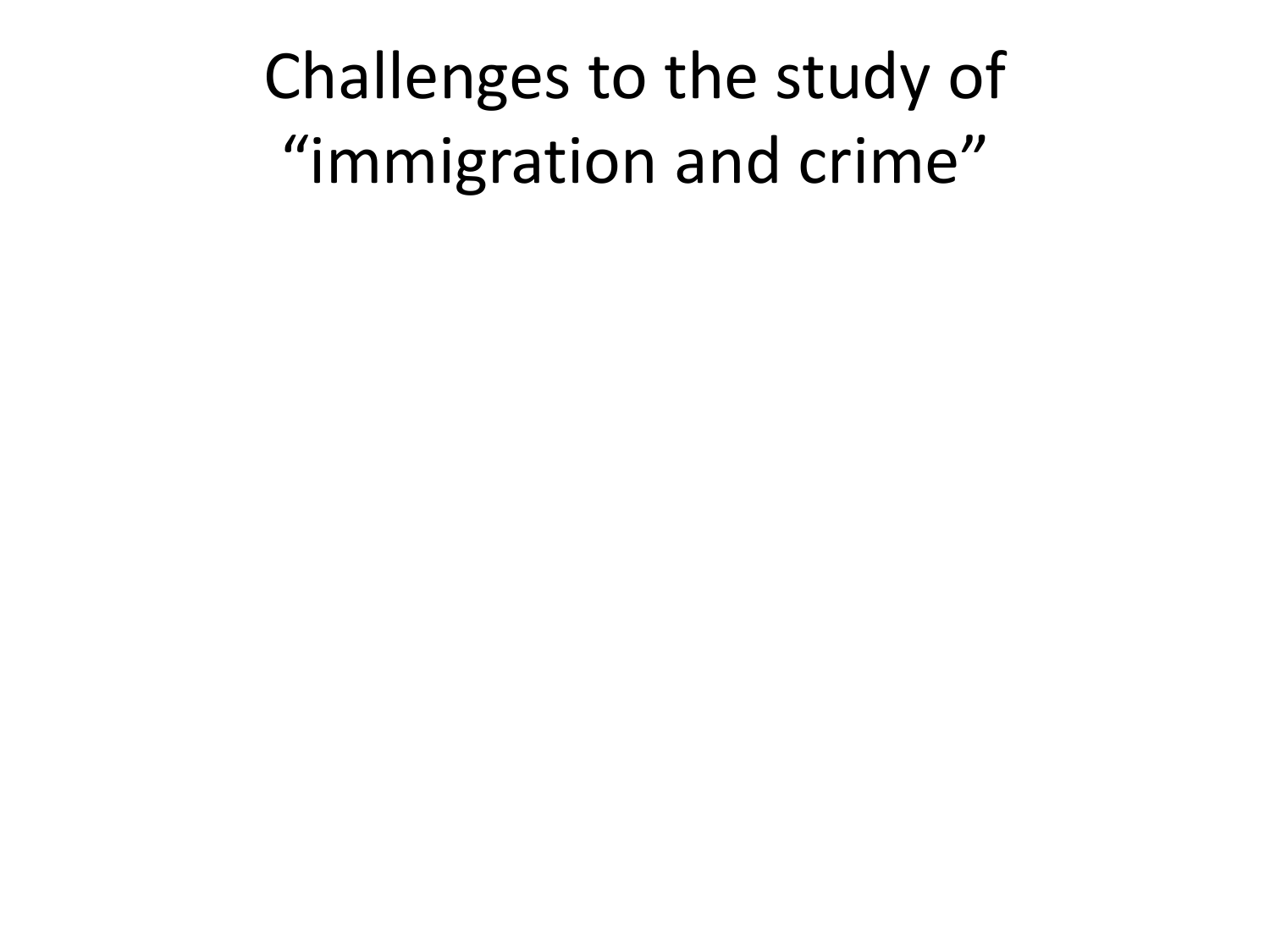# Challenges to the study of "immigration and crime"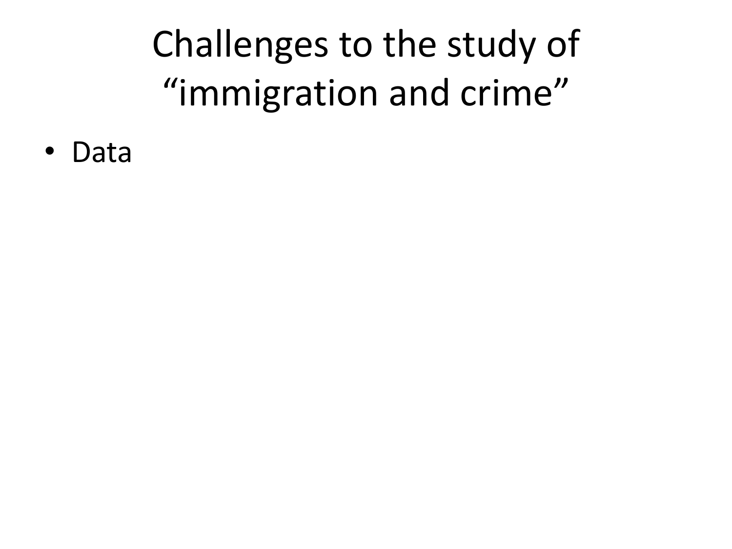# Challenges to the study of "immigration and crime"

- Data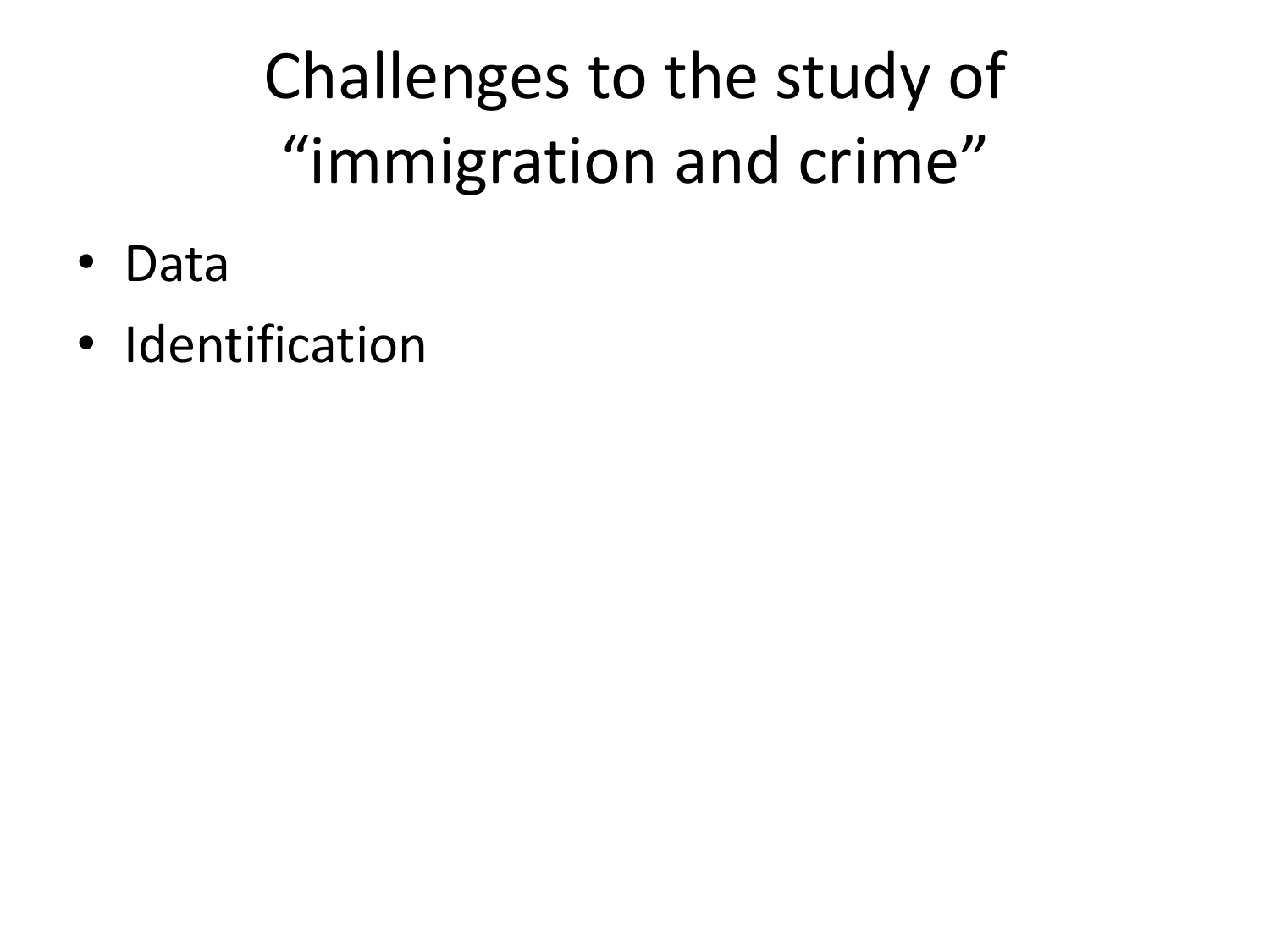# Challenges to the study of "immigration and crime"

- Data
- Identification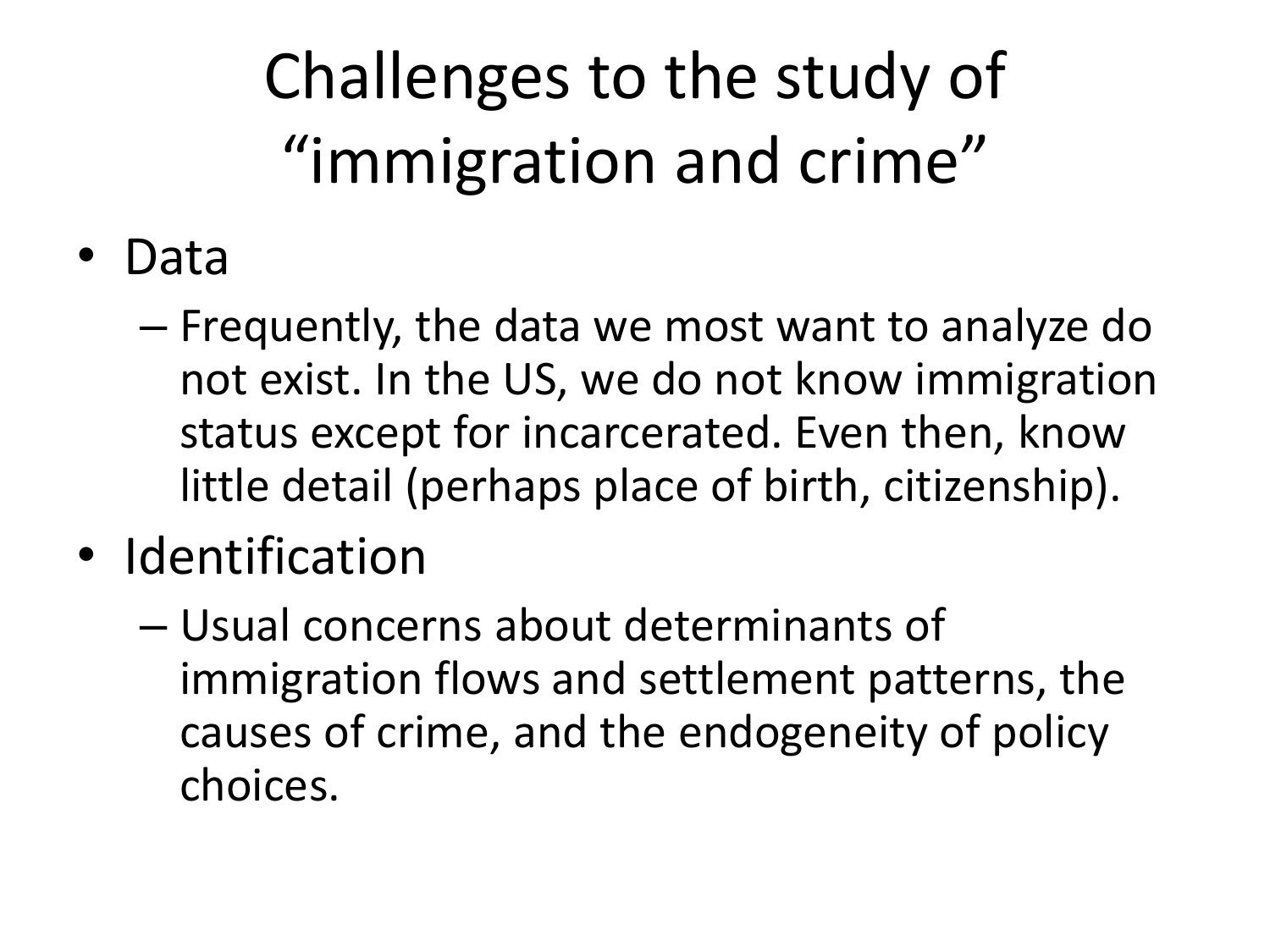# Challenges to the study of "immigration and crime"

- Data
  - Frequently, the data we most want to analyze do not exist. In the US, we do not know immigration status except for incarcerated. Even then, know little detail (perhaps place of birth, citizenship).
- Identification
  - Usual concerns about determinants of immigration flows and settlement patterns, the causes of crime, and the endogeneity of policy choices.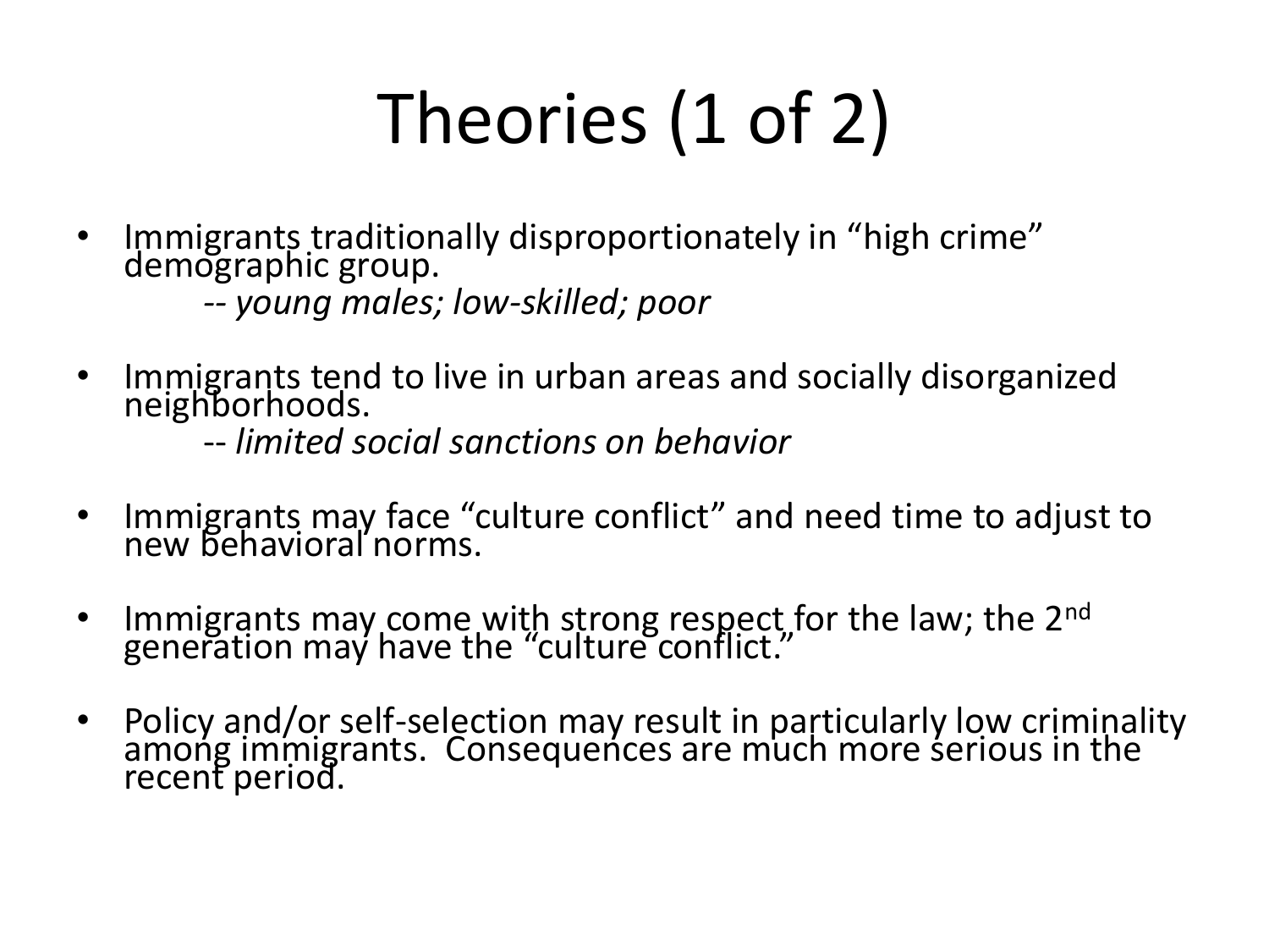# Theories (1 of 2)

- Immigrants traditionally disproportionately in "high crime" demographic group.
  -- *young males; low-skilled; poor*

- Immigrants tend to live in urban areas and socially disorganized neighborhoods.
  -- *limited social sanctions on behavior*

- Immigrants may face "culture conflict" and need time to adjust to new behavioral norms.

- Immigrants may come with strong respect for the law; the 2nd generation may have the "culture conflict."

- Policy and/or self-selection may result in particularly low criminality among immigrants. Consequences are much more serious in the recent period.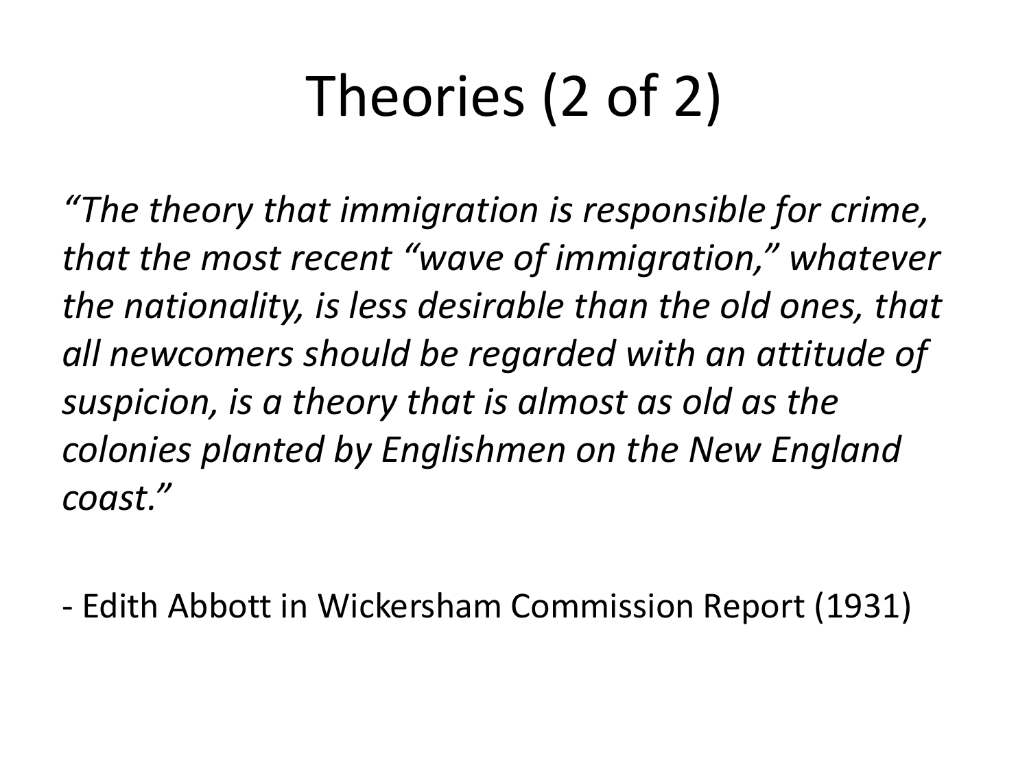# Theories (2 of 2)

*"The theory that immigration is responsible for crime, that the most recent "wave of immigration," whatever the nationality, is less desirable than the old ones, that all newcomers should be regarded with an attitude of suspicion, is a theory that is almost as old as the colonies planted by Englishmen on the New England coast."*

- Edith Abbott in Wickersham Commission Report (1931)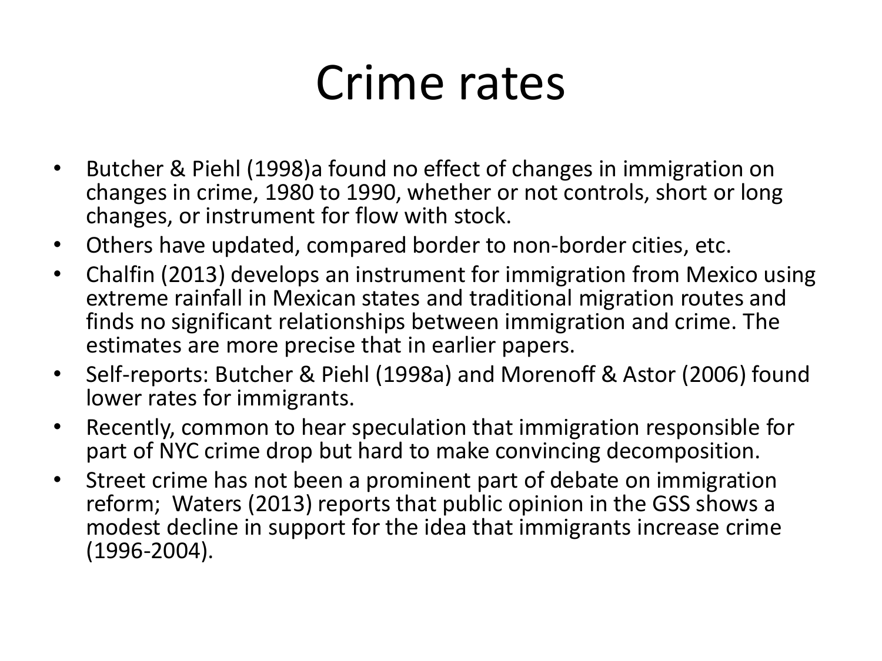# Crime rates

- Butcher & Piehl (1998)a found no effect of changes in immigration on changes in crime, 1980 to 1990, whether or not controls, short or long changes, or instrument for flow with stock.
- Others have updated, compared border to non-border cities, etc.
- Chalfin (2013) develops an instrument for immigration from Mexico using extreme rainfall in Mexican states and traditional migration routes and finds no significant relationships between immigration and crime. The estimates are more precise that in earlier papers.
- Self-reports: Butcher & Piehl (1998a) and Morenoff & Astor (2006) found lower rates for immigrants.
- Recently, common to hear speculation that immigration responsible for part of NYC crime drop but hard to make convincing decomposition.
- Street crime has not been a prominent part of debate on immigration reform; Waters (2013) reports that public opinion in the GSS shows a modest decline in support for the idea that immigrants increase crime (1996-2004).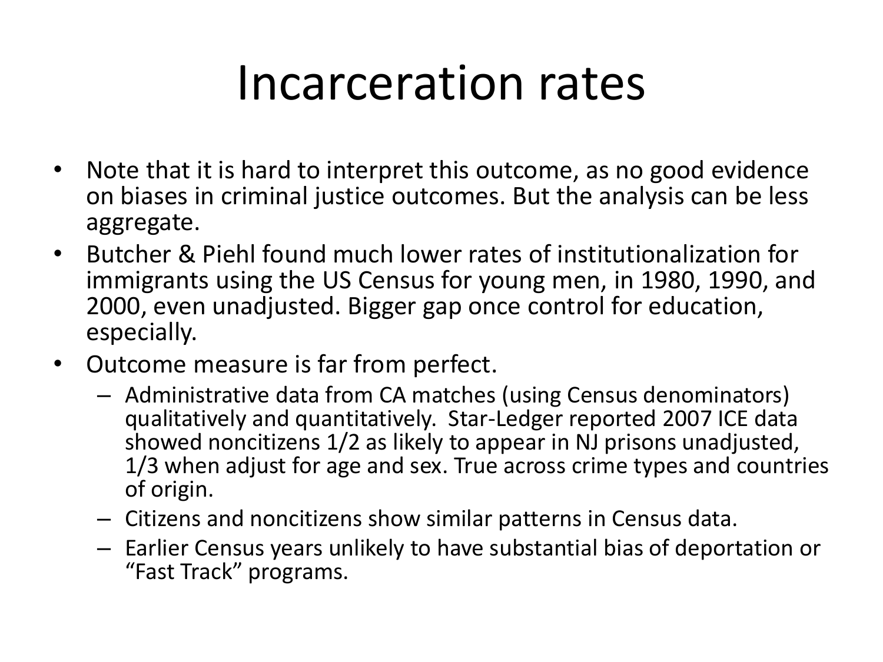# Incarceration rates

- Note that it is hard to interpret this outcome, as no good evidence on biases in criminal justice outcomes. But the analysis can be less aggregate.
- Butcher & Piehl found much lower rates of institutionalization for immigrants using the US Census for young men, in 1980, 1990, and 2000, even unadjusted. Bigger gap once control for education, especially.
- Outcome measure is far from perfect.
  - Administrative data from CA matches (using Census denominators) qualitatively and quantitatively. Star-Ledger reported 2007 ICE data showed noncitizens 1/2 as likely to appear in NJ prisons unadjusted, 1/3 when adjust for age and sex. True across crime types and countries of origin.
  - Citizens and noncitizens show similar patterns in Census data.
  - Earlier Census years unlikely to have substantial bias of deportation or "Fast Track" programs.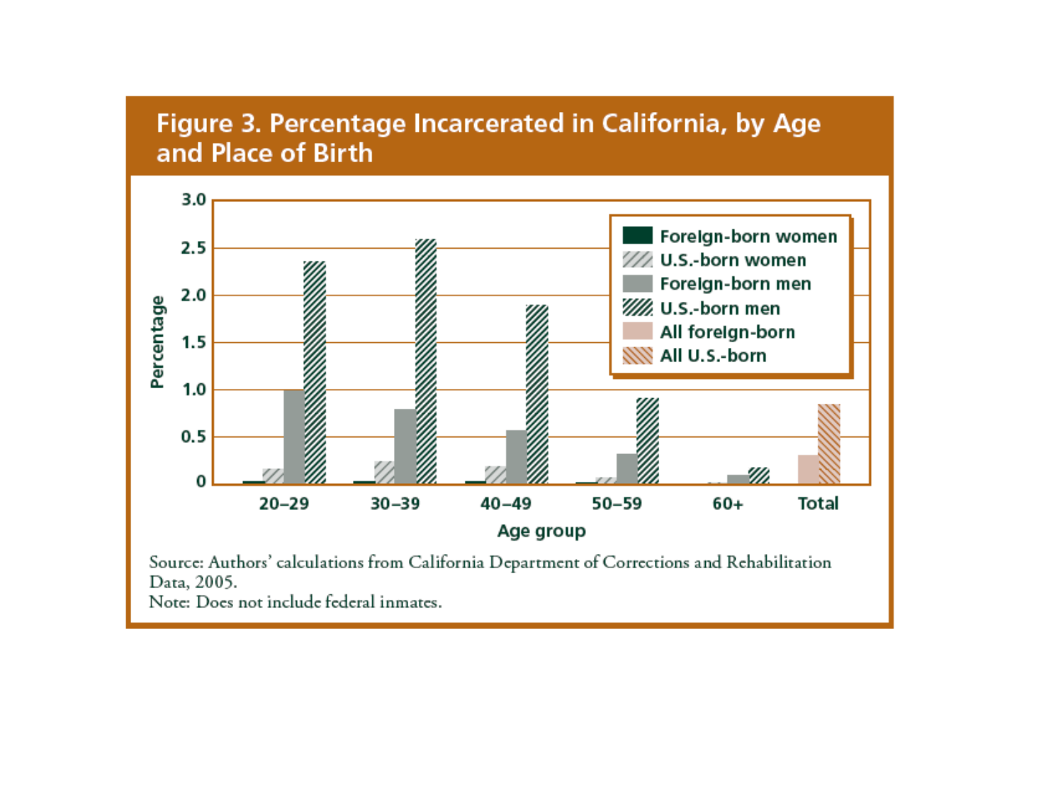## Figure 3. Percentage Incarcerated in California, by Age and Place of Birth

Source: Authors' calculations from California Department of Corrections and Rehabilitation Data, 2005.

Note: Does not include federal inmates.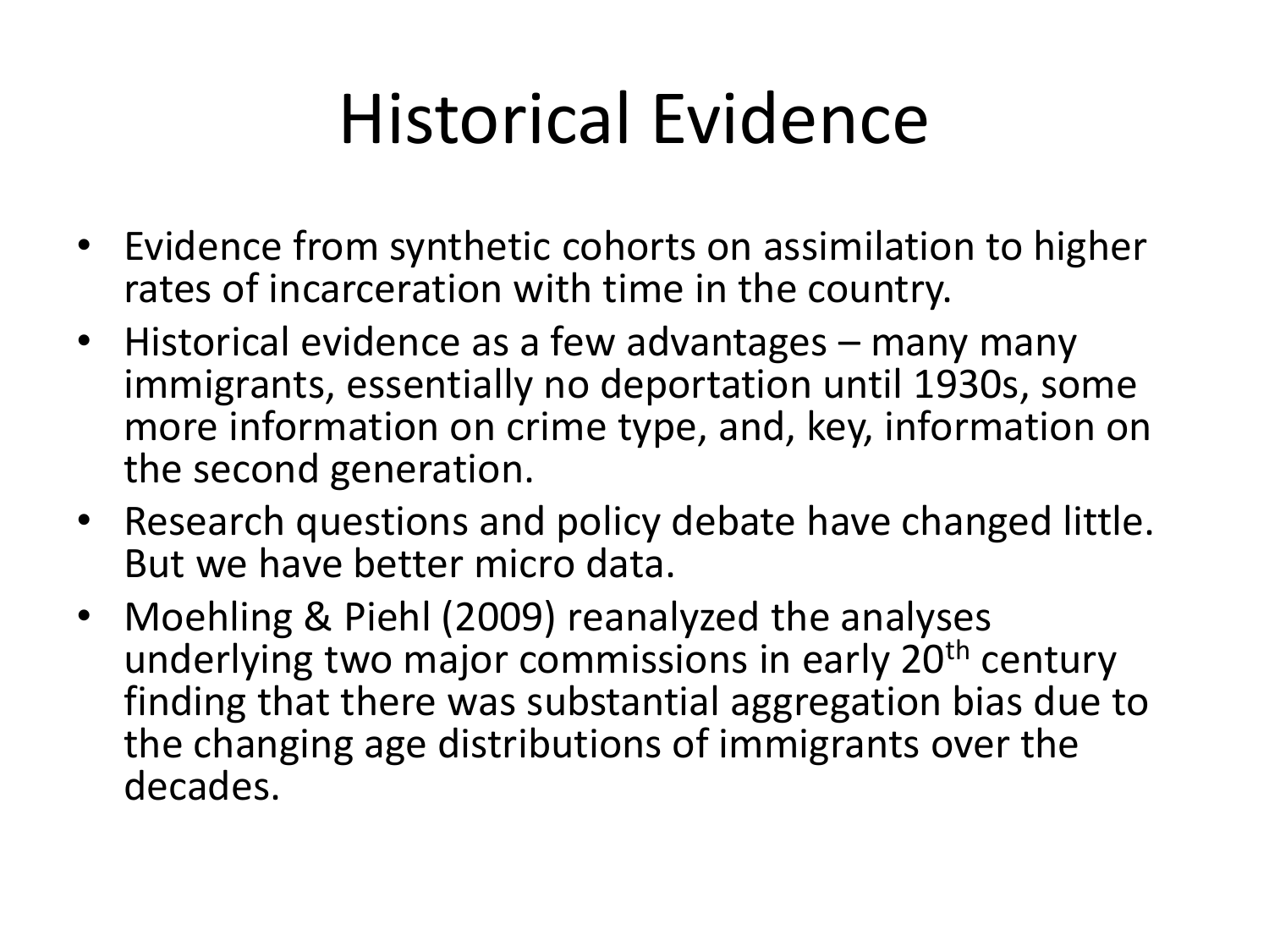# Historical Evidence

- Evidence from synthetic cohorts on assimilation to higher rates of incarceration with time in the country.
- Historical evidence as a few advantages – many many immigrants, essentially no deportation until 1930s, some more information on crime type, and, key, information on the second generation.
- Research questions and policy debate have changed little. But we have better micro data.
- Moehling & Piehl (2009) reanalyzed the analyses underlying two major commissions in early 20th century finding that there was substantial aggregation bias due to the changing age distributions of immigrants over the decades.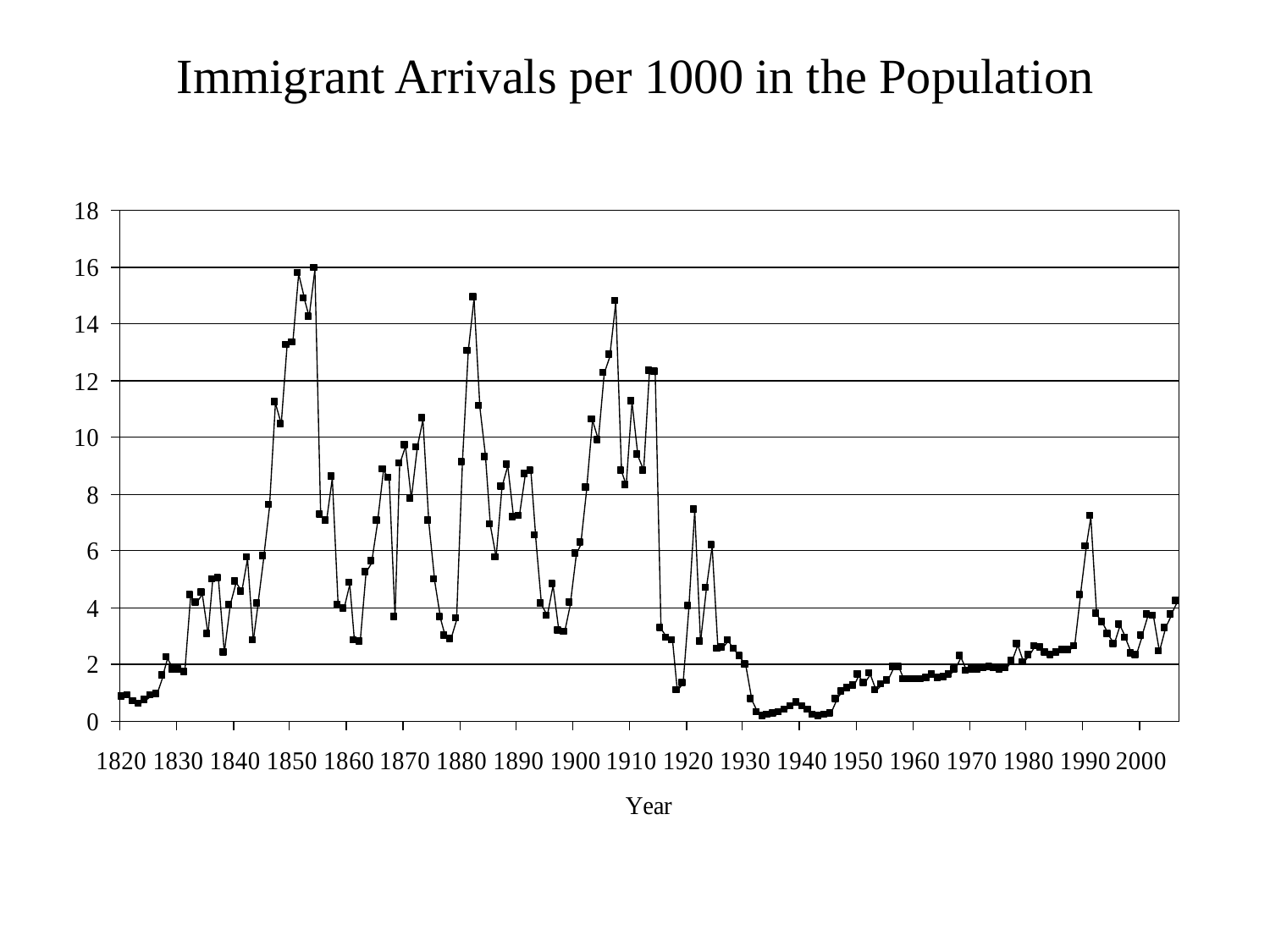# Immigrant Arrivals per 1000 in the Population

Year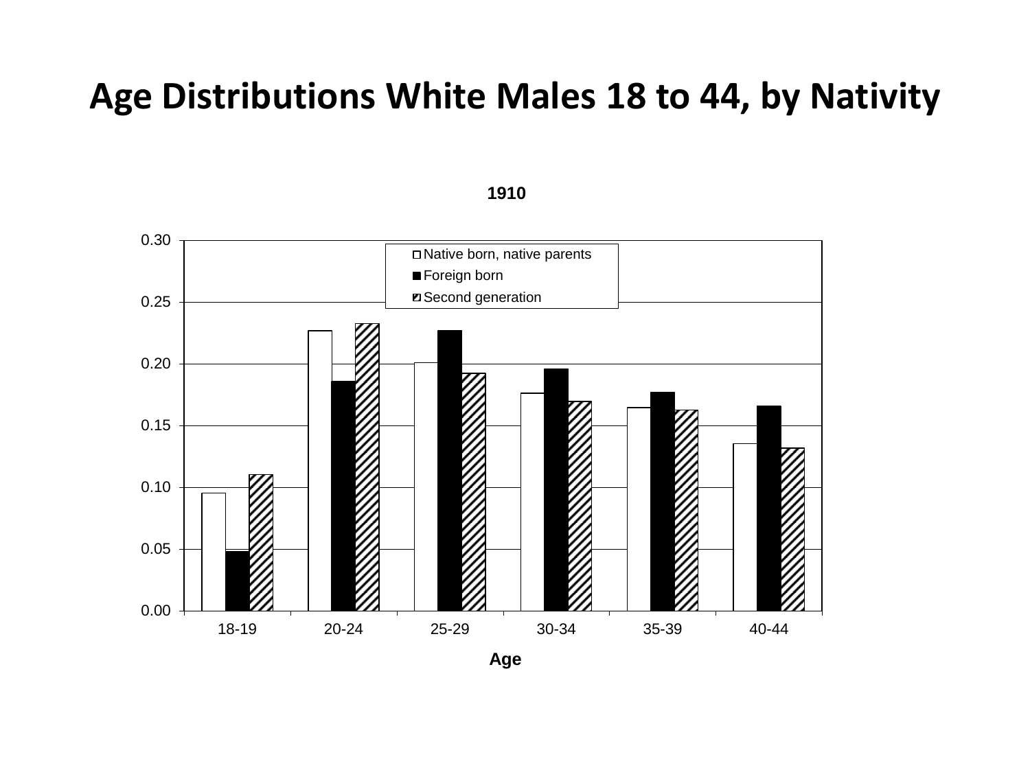# Age Distributions White Males 18 to 44, by Nativity

1910

| Age | Native born, native parents | Foreign born | Second generation |
|---|---|---|---|
| 18-19 | 0.095 | 0.048 | 0.110 |
| 20-24 | 0.227 | 0.186 | 0.233 |
| 25-29 | 0.201 | 0.227 | 0.192 |
| 30-34 | 0.176 | 0.196 | 0.170 |
| 35-39 | 0.165 | 0.177 | 0.163 |
| 40-44 | 0.135 | 0.166 | 0.132 |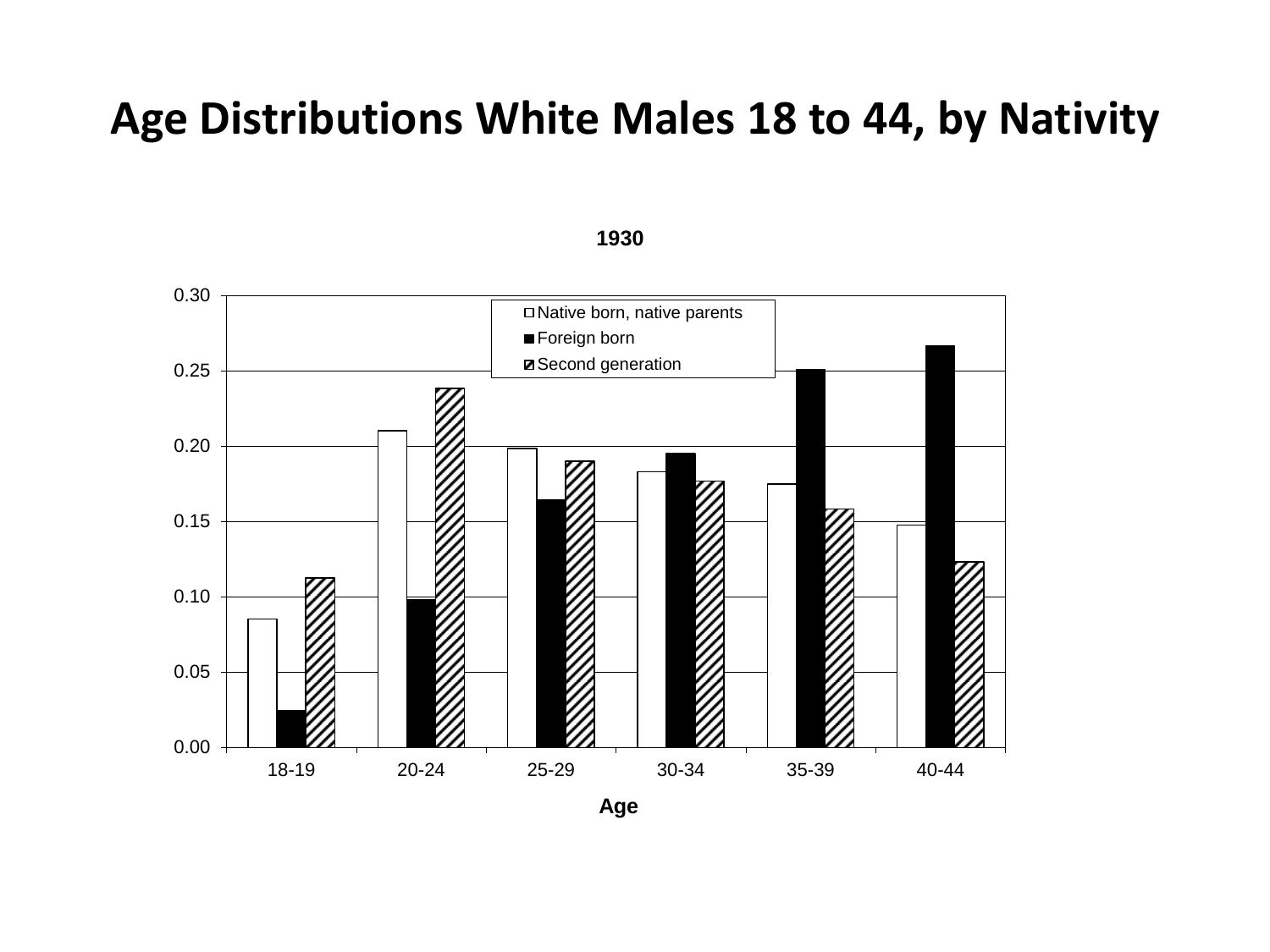# Age Distributions White Males 18 to 44, by Nativity

**1930**

| Age | Native born, native parents | Foreign born | Second generation |
|---|---|---|---|
| 18-19 | 0.085 | 0.024 | 0.112 |
| 20-24 | 0.210 | 0.098 | 0.238 |
| 25-29 | 0.198 | 0.164 | 0.190 |
| 30-34 | 0.183 | 0.195 | 0.177 |
| 35-39 | 0.175 | 0.251 | 0.158 |
| 40-44 | 0.147 | 0.267 | 0.123 |

Age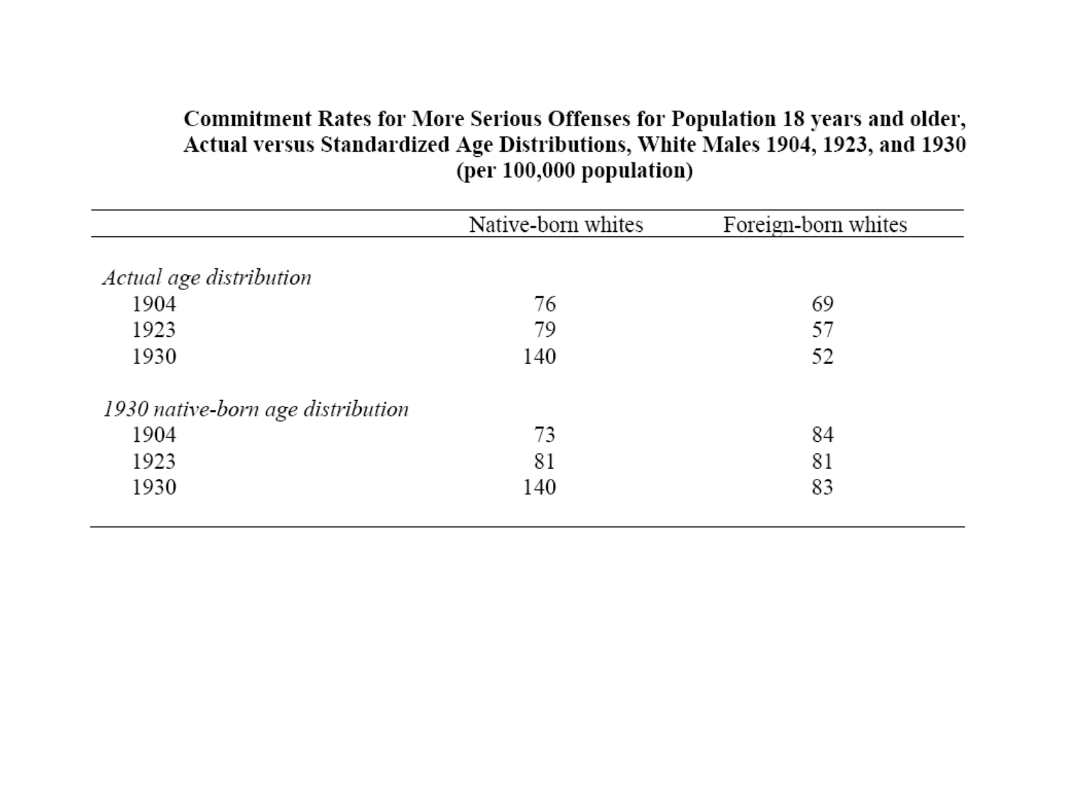**Commitment Rates for More Serious Offenses for Population 18 years and older, Actual versus Standardized Age Distributions, White Males 1904, 1923, and 1930 (per 100,000 population)**

| | Native-born whites | Foreign-born whites |
|---|---|---|
| *Actual age distribution* | | |
| 1904 | 76 | 69 |
| 1923 | 79 | 57 |
| 1930 | 140 | 52 |
| *1930 native-born age distribution* | | |
| 1904 | 73 | 84 |
| 1923 | 81 | 81 |
| 1930 | 140 | 83 |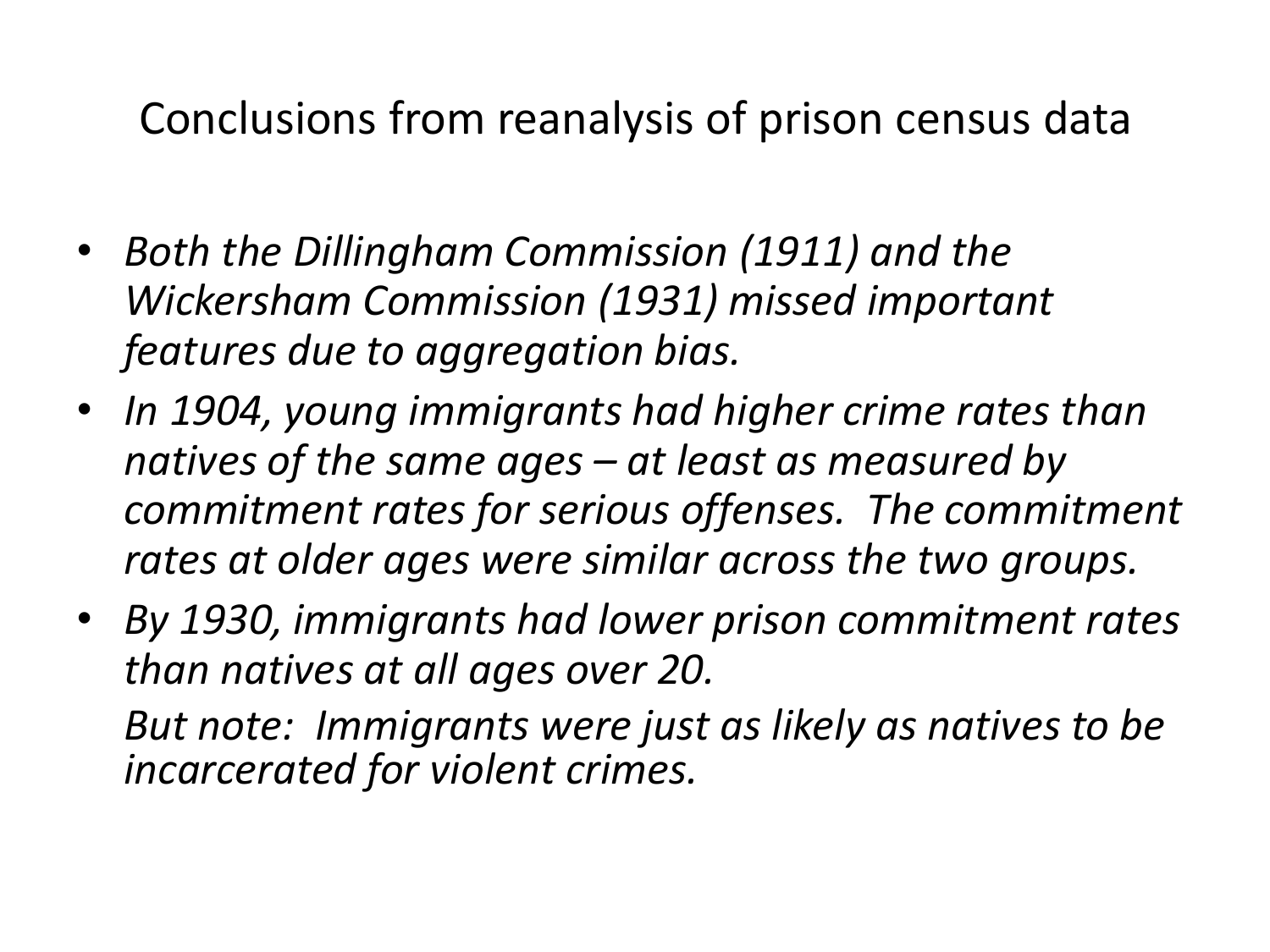# Conclusions from reanalysis of prison census data

- *Both the Dillingham Commission (1911) and the Wickersham Commission (1931) missed important features due to aggregation bias.*
- *In 1904, young immigrants had higher crime rates than natives of the same ages – at least as measured by commitment rates for serious offenses. The commitment rates at older ages were similar across the two groups.*
- *By 1930, immigrants had lower prison commitment rates than natives at all ages over 20.*

  *But note: Immigrants were just as likely as natives to be incarcerated for violent crimes.*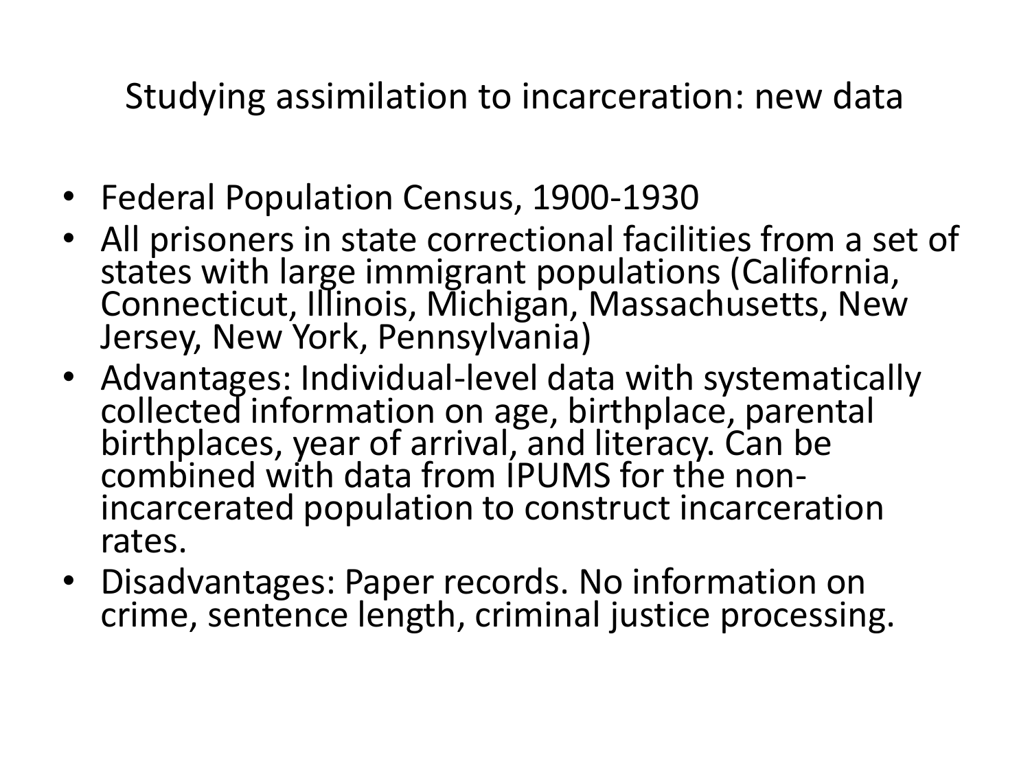# Studying assimilation to incarceration: new data

- Federal Population Census, 1900-1930
- All prisoners in state correctional facilities from a set of states with large immigrant populations (California, Connecticut, Illinois, Michigan, Massachusetts, New Jersey, New York, Pennsylvania)
- Advantages: Individual-level data with systematically collected information on age, birthplace, parental birthplaces, year of arrival, and literacy. Can be combined with data from IPUMS for the non-incarcerated population to construct incarceration rates.
- Disadvantages: Paper records. No information on crime, sentence length, criminal justice processing.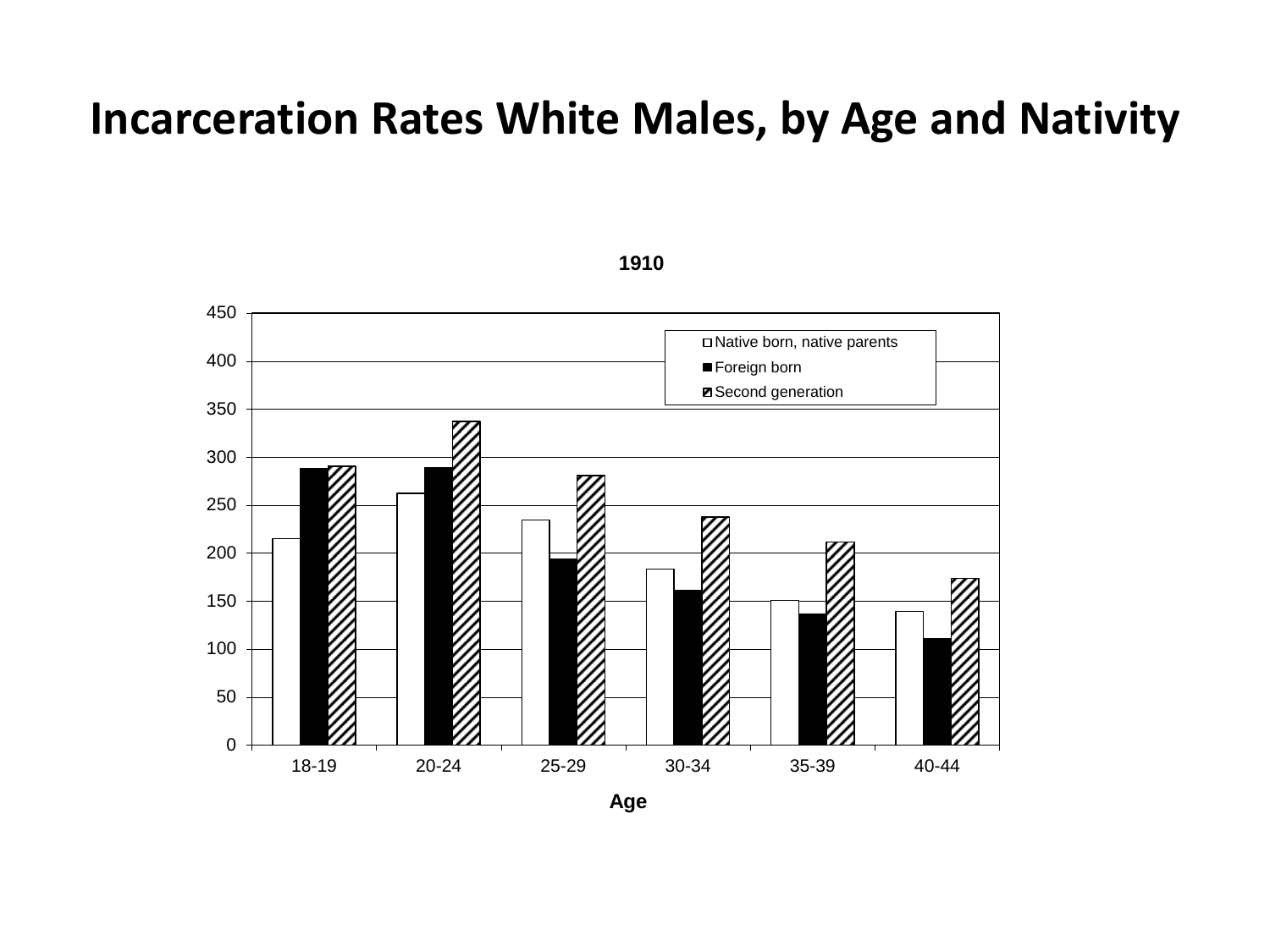# Incarceration Rates White Males, by Age and Nativity

1910

| Age | Native born, native parents | Foreign born | Second generation |
| --- | --- | --- | --- |
| 18-19 | 215 | 288 | 291 |
| 20-24 | 262 | 289 | 338 |
| 25-29 | 235 | 194 | 281 |
| 30-34 | 183 | 161 | 238 |
| 35-39 | 151 | 137 | 212 |
| 40-44 | 139 | 111 | 174 |

Age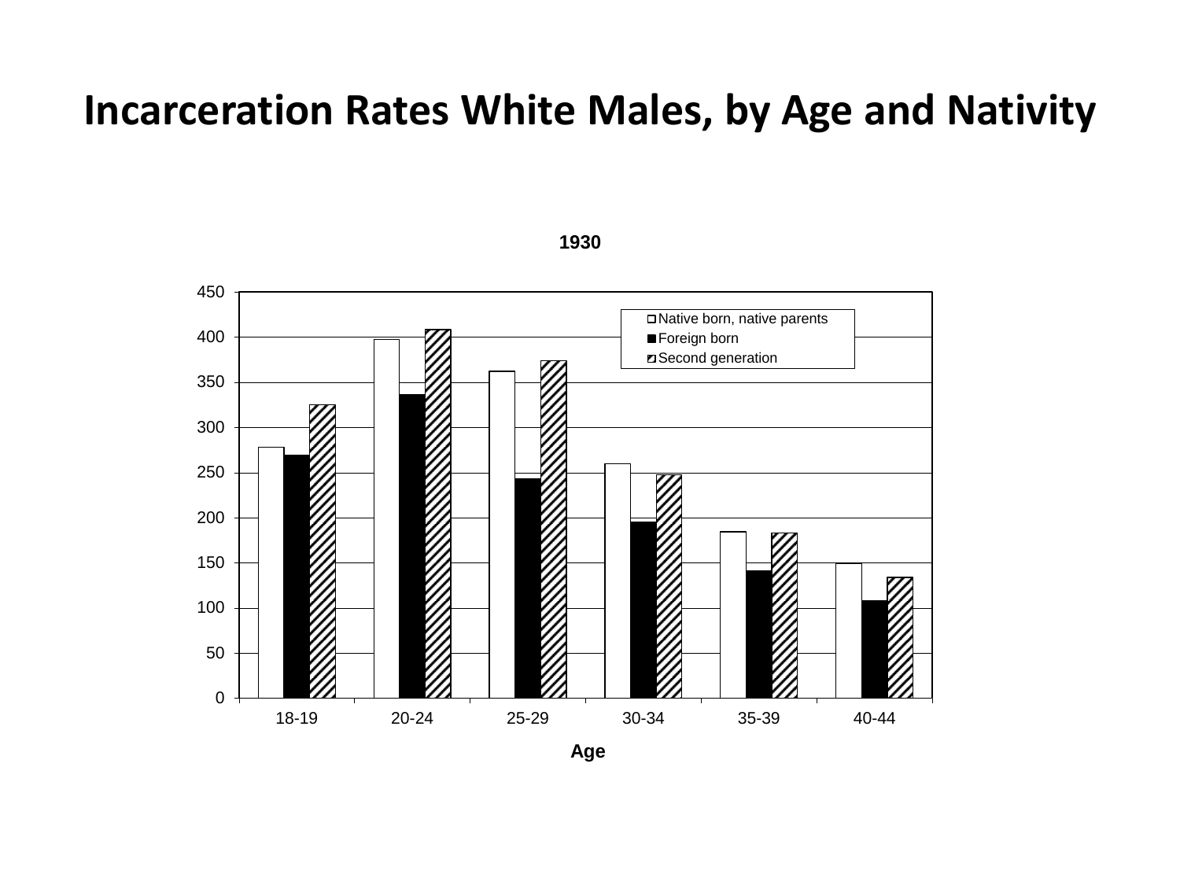# Incarceration Rates White Males, by Age and Nativity

**1930**

| Age | Native born, native parents | Foreign born | Second generation |
|---|---|---|---|
| 18-19 | 278 | 269 | 325 |
| 20-24 | 397 | 336 | 408 |
| 25-29 | 362 | 243 | 374 |
| 30-34 | 260 | 195 | 247 |
| 35-39 | 184 | 141 | 183 |
| 40-44 | 149 | 108 | 134 |

**Age**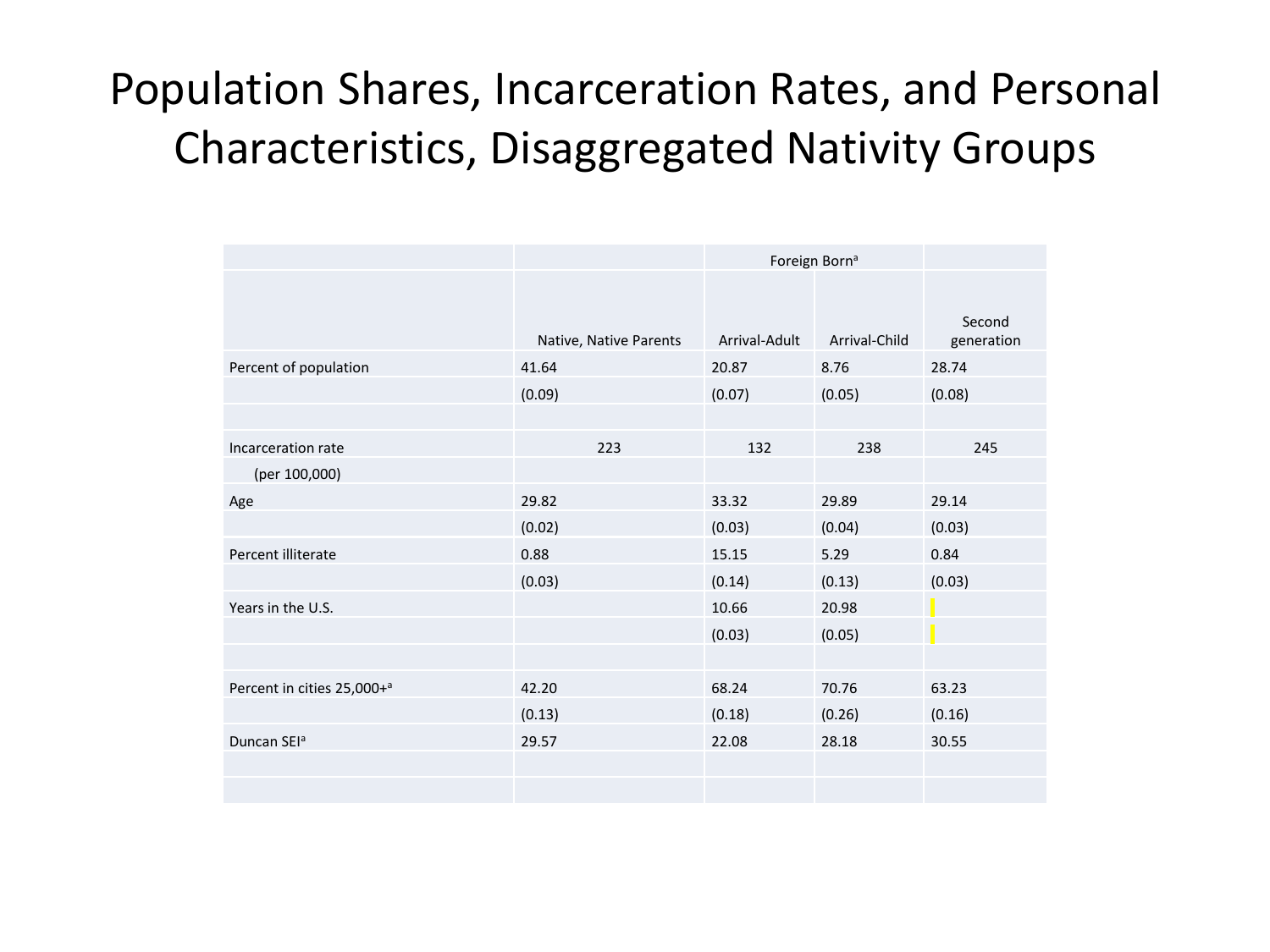# Population Shares, Incarceration Rates, and Personal Characteristics, Disaggregated Nativity Groups

| | | Foreign Born[a] | | |
|---|---|---|---|---|
| | Native, Native Parents | Arrival-Adult | Arrival-Child | Second generation |
| Percent of population | 41.64 | 20.87 | 8.76 | 28.74 |
| | (0.09) | (0.07) | (0.05) | (0.08) |
| | | | | |
| Incarceration rate | 223 | 132 | 238 | 245 |
| (per 100,000) | | | | |
| Age | 29.82 | 33.32 | 29.89 | 29.14 |
| | (0.02) | (0.03) | (0.04) | (0.03) |
| Percent illiterate | 0.88 | 15.15 | 5.29 | 0.84 |
| | (0.03) | (0.14) | (0.13) | (0.03) |
| Years in the U.S. | | 10.66 | 20.98 | |
| | | (0.03) | (0.05) | |
| | | | | |
| Percent in cities 25,000+[a] | 42.20 | 68.24 | 70.76 | 63.23 |
| | (0.13) | (0.18) | (0.26) | (0.16) |
| Duncan SEI[a] | 29.57 | 22.08 | 28.18 | 30.55 |
| | | | | |
| | | | | |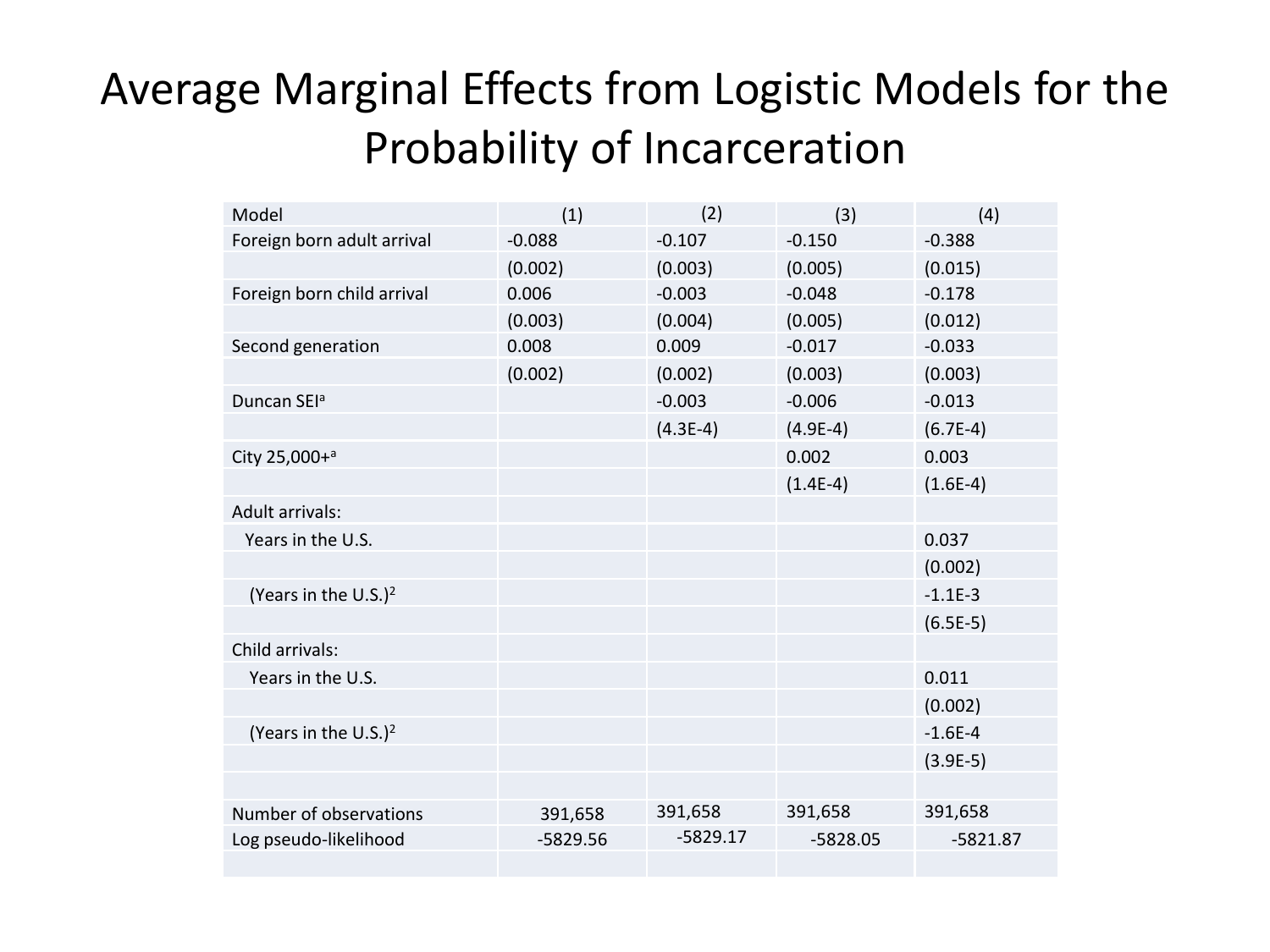# Average Marginal Effects from Logistic Models for the Probability of Incarceration

| Model | (1) | (2) | (3) | (4) |
| --- | --- | --- | --- | --- |
| Foreign born adult arrival | -0.088 | -0.107 | -0.150 | -0.388 |
| | (0.002) | (0.003) | (0.005) | (0.015) |
| Foreign born child arrival | 0.006 | -0.003 | -0.048 | -0.178 |
| | (0.003) | (0.004) | (0.005) | (0.012) |
| Second generation | 0.008 | 0.009 | -0.017 | -0.033 |
| | (0.002) | (0.002) | (0.003) | (0.003) |
| Duncan SEI[a] | | -0.003 | -0.006 | -0.013 |
| | | (4.3E-4) | (4.9E-4) | (6.7E-4) |
| City 25,000+[a] | | | 0.002 | 0.003 |
| | | | (1.4E-4) | (1.6E-4) |
| Adult arrivals: | | | | |
| Years in the U.S. | | | | 0.037 |
| | | | | (0.002) |
| (Years in the U.S.)$^2$ | | | | -1.1E-3 |
| | | | | (6.5E-5) |
| Child arrivals: | | | | |
| Years in the U.S. | | | | 0.011 |
| | | | | (0.002) |
| (Years in the U.S.)$^2$ | | | | -1.6E-4 |
| | | | | (3.9E-5) |
| | | | | |
| Number of observations | 391,658 | 391,658 | 391,658 | 391,658 |
| Log pseudo-likelihood | -5829.56 | -5829.17 | -5828.05 | -5821.87 |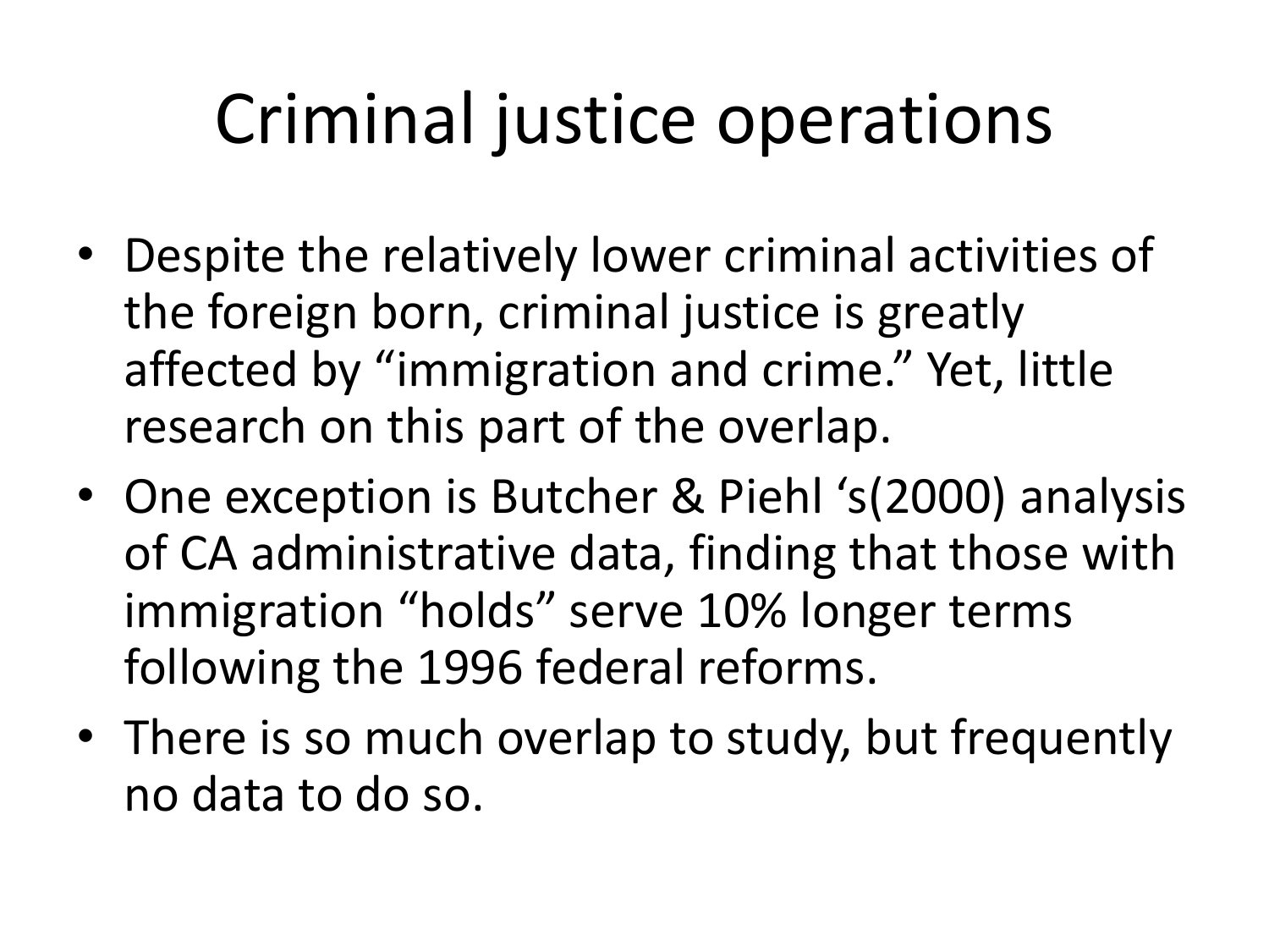# Criminal justice operations

- Despite the relatively lower criminal activities of the foreign born, criminal justice is greatly affected by "immigration and crime." Yet, little research on this part of the overlap.
- One exception is Butcher & Piehl 's(2000) analysis of CA administrative data, finding that those with immigration "holds" serve 10% longer terms following the 1996 federal reforms.
- There is so much overlap to study, but frequently no data to do so.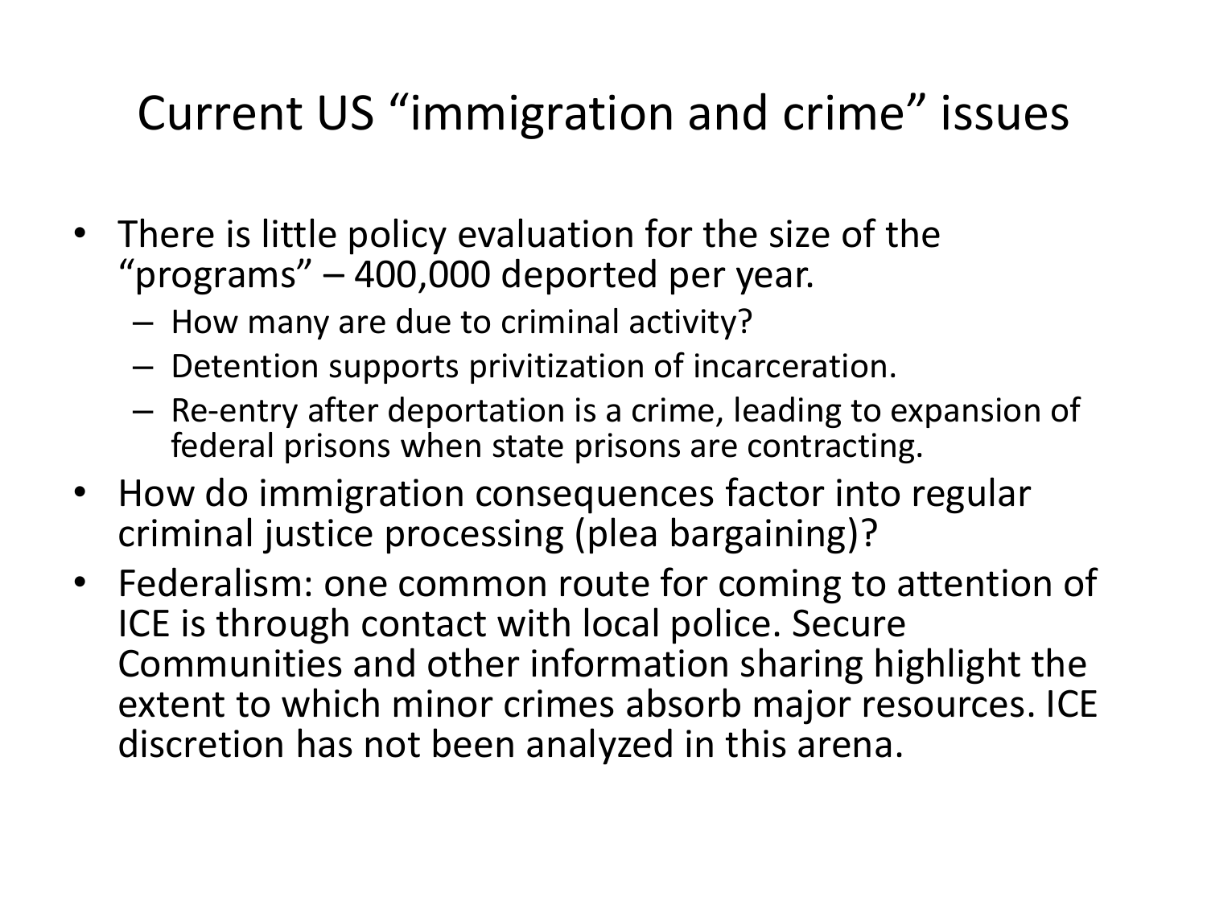# Current US "immigration and crime" issues

- There is little policy evaluation for the size of the "programs" – 400,000 deported per year.
  - How many are due to criminal activity?
  - Detention supports privitization of incarceration.
  - Re-entry after deportation is a crime, leading to expansion of federal prisons when state prisons are contracting.
- How do immigration consequences factor into regular criminal justice processing (plea bargaining)?
- Federalism: one common route for coming to attention of ICE is through contact with local police. Secure Communities and other information sharing highlight the extent to which minor crimes absorb major resources. ICE discretion has not been analyzed in this arena.